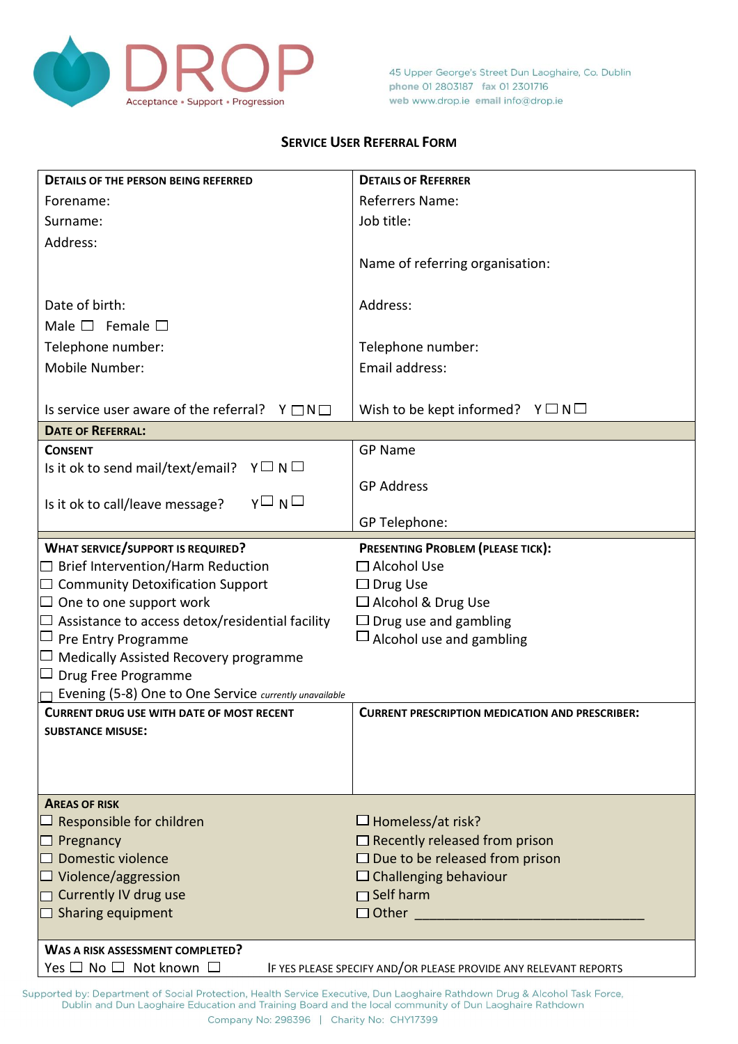DROP
Acceptance • Support • Progression

45 Upper George's Street Dun Laoghaire, Co. Dublin
phone 01 2803187 fax 01 2301716
web www.drop.ie email info@drop.ie

## SERVICE USER REFERRAL FORM

| **DETAILS OF THE PERSON BEING REFERRED** | **DETAILS OF REFERRER** |
|---|---|
| Forename: | Referrers Name: |
| Surname: | Job title: |
| Address: | Name of referring organisation: |
| Date of birth: | Address: |
| Male ☐ Female ☐ | |
| Telephone number: | Telephone number: |
| Mobile Number: | Email address: |
| Is service user aware of the referral? Y ☐ N ☐ | Wish to be kept informed? Y ☐ N ☐ |
| **DATE OF REFERRAL:** | |
| **CONSENT** | GP Name |
| Is it ok to send mail/text/email? Y ☐ N ☐ | GP Address |
| Is it ok to call/leave message? Y ☐ N ☐ | GP Telephone: |
| **WHAT SERVICE/SUPPORT IS REQUIRED?** | **PRESENTING PROBLEM (PLEASE TICK):** |
| ☐ Brief Intervention/Harm Reduction | ☐ Alcohol Use |
| ☐ Community Detoxification Support | ☐ Drug Use |
| ☐ One to one support work | ☐ Alcohol & Drug Use |
| ☐ Assistance to access detox/residential facility | ☐ Drug use and gambling |
| ☐ Pre Entry Programme | ☐ Alcohol use and gambling |
| ☐ Medically Assisted Recovery programme | |
| ☐ Drug Free Programme | |
| ☐ Evening (5-8) One to One Service *currently unavailable* | |
| **CURRENT DRUG USE WITH DATE OF MOST RECENT SUBSTANCE MISUSE:** | **CURRENT PRESCRIPTION MEDICATION AND PRESCRIBER:** |
| **AREAS OF RISK** | |
| ☐ Responsible for children | ☐ Homeless/at risk? |
| ☐ Pregnancy | ☐ Recently released from prison |
| ☐ Domestic violence | ☐ Due to be released from prison |
| ☐ Violence/aggression | ☐ Challenging behaviour |
| ☐ Currently IV drug use | ☐ Self harm |
| ☐ Sharing equipment | ☐ Other ______________________________ |
| **WAS A RISK ASSESSMENT COMPLETED?** | |
| Yes ☐ No ☐ Not known ☐ | IF YES PLEASE SPECIFY AND/OR PLEASE PROVIDE ANY RELEVANT REPORTS |

Supported by: Department of Social Protection, Health Service Executive, Dun Laoghaire Rathdown Drug & Alcohol Task Force, Dublin and Dun Laoghaire Education and Training Board and the local community of Dun Laoghaire Rathdown

Company No: 298396 | Charity No: CHY17399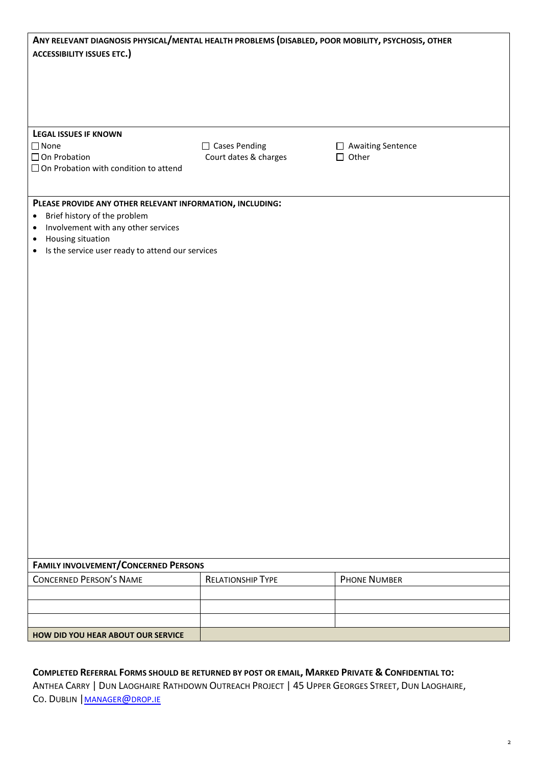**ANY RELEVANT DIAGNOSIS PHYSICAL/MENTAL HEALTH PROBLEMS (DISABLED, POOR MOBILITY, PSYCHOSIS, OTHER ACCESSIBILITY ISSUES ETC.)**

**LEGAL ISSUES IF KNOWN**

- ☐ None
- ☐ On Probation
- ☐ On Probation with condition to attend
- ☐ Cases Pending
  Court dates & charges
- ☐ Awaiting Sentence
- ☐ Other

**PLEASE PROVIDE ANY OTHER RELEVANT INFORMATION, INCLUDING:**

- Brief history of the problem
- Involvement with any other services
- Housing situation
- Is the service user ready to attend our services

**FAMILY INVOLVEMENT/CONCERNED PERSONS**

| CONCERNED PERSON'S NAME | RELATIONSHIP TYPE | PHONE NUMBER |
|---|---|---|
| | | |
| | | |
| | | |
| **HOW DID YOU HEAR ABOUT OUR SERVICE** | | |

**COMPLETED REFERRAL FORMS SHOULD BE RETURNED BY POST OR EMAIL, MARKED PRIVATE & CONFIDENTIAL TO:**

ANTHEA CARRY | DUN LAOGHAIRE RATHDOWN OUTREACH PROJECT | 45 UPPER GEORGES STREET, DUN LAOGHAIRE, CO. DUBLIN | MANAGER@DROP.IE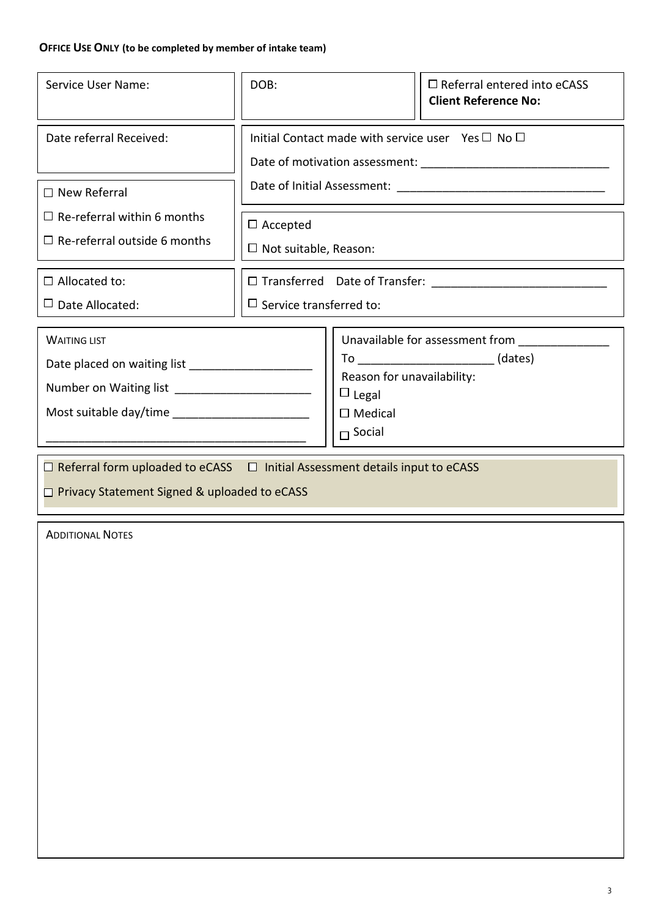**OFFICE USE ONLY (to be completed by member of intake team)**

| | | |
|---|---|---|
| Service User Name: | DOB: | ☐ Referral entered into eCASS<br>**Client Reference No:** |

| | |
|---|---|
| Date referral Received: | Initial Contact made with service user Yes ☐ No ☐<br>Date of motivation assessment: ___________________________<br>Date of Initial Assessment: ______________________________ |
| ☐ New Referral<br>☐ Re-referral within 6 months<br>☐ Re-referral outside 6 months | ☐ Accepted<br>☐ Not suitable, Reason: |
| ☐ Allocated to:<br>☐ Date Allocated: | ☐ Transferred Date of Transfer: _________________________<br>☐ Service transferred to: |

| | |
|---|---|
| WAITING LIST<br>Date placed on waiting list __________________<br>Number on Waiting list ____________________<br>Most suitable day/time ____________________<br>______________________________________ | Unavailable for assessment from _____________<br>To ____________________ (dates)<br>Reason for unavailability:<br>☐ Legal<br>☐ Medical<br>☐ Social |

☐ Referral form uploaded to eCASS ☐ Initial Assessment details input to eCASS

☐ Privacy Statement Signed & uploaded to eCASS

ADDITIONAL NOTES